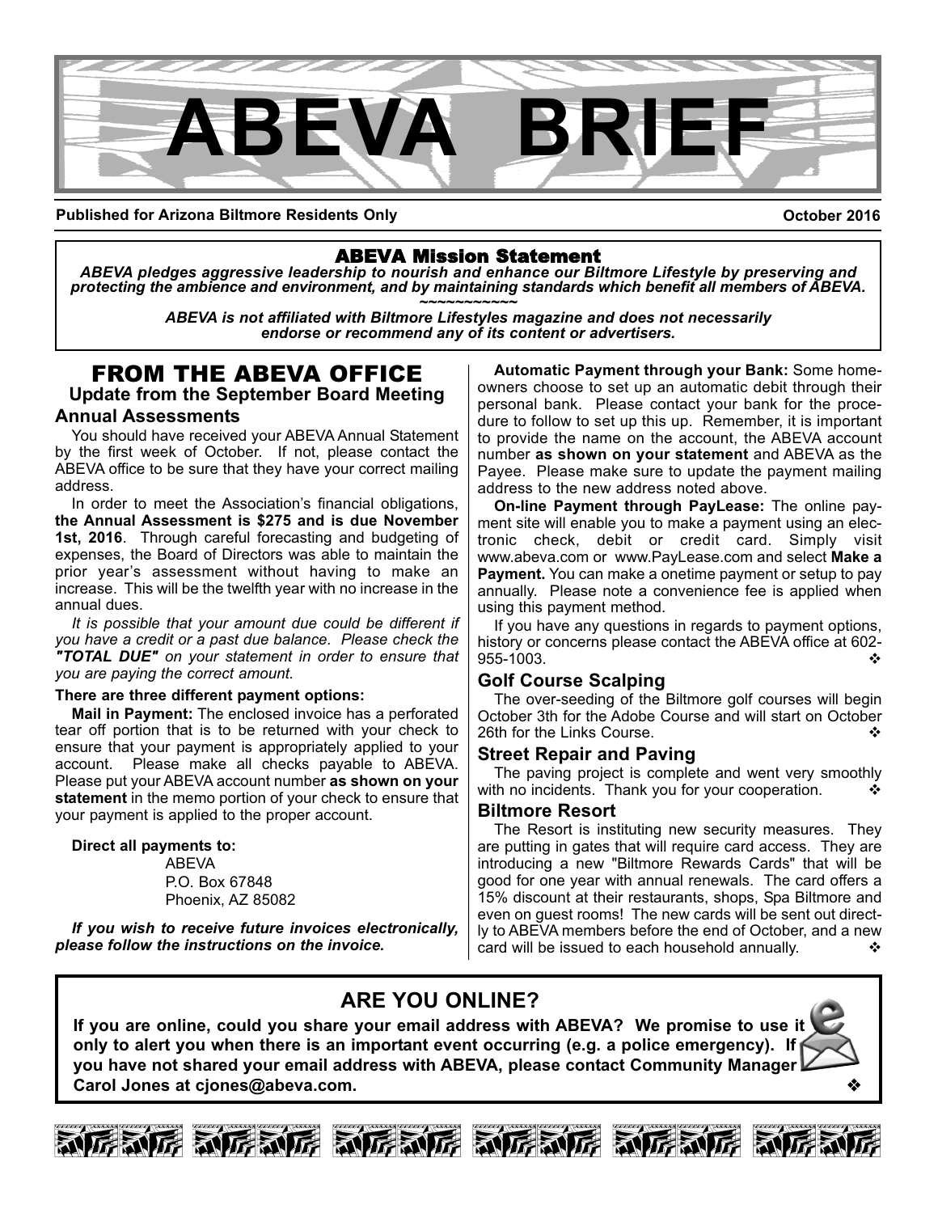# ABEVA BRIEF

**Published for Arizona Biltmore Residents Only** **October 2016**

---

**ABEVA Mission Statement**

***ABEVA pledges aggressive leadership to nourish and enhance our Biltmore Lifestyle by preserving and protecting the ambience and environment, and by maintaining standards which benefit all members of ABEVA.***

~~~~~~~~~~~

***ABEVA is not affiliated with Biltmore Lifestyles magazine and does not necessarily endorse or recommend any of its content or advertisers.***

---

## FROM THE ABEVA OFFICE

### Update from the September Board Meeting

### Annual Assessments

You should have received your ABEVA Annual Statement by the first week of October. If not, please contact the ABEVA office to be sure that they have your correct mailing address.

In order to meet the Association's financial obligations, **the Annual Assessment is $275 and is due November 1st, 2016**. Through careful forecasting and budgeting of expenses, the Board of Directors was able to maintain the prior year's assessment without having to make an increase. This will be the twelfth year with no increase in the annual dues.

*It is possible that your amount due could be different if you have a credit or a past due balance. Please check the **"TOTAL DUE"** on your statement in order to ensure that you are paying the correct amount.*

**There are three different payment options:**

**Mail in Payment:** The enclosed invoice has a perforated tear off portion that is to be returned with your check to ensure that your payment is appropriately applied to your account. Please make all checks payable to ABEVA. Please put your ABEVA account number **as shown on your statement** in the memo portion of your check to ensure that your payment is applied to the proper account.

**Direct all payments to:**

ABEVA
P.O. Box 67848
Phoenix, AZ 85082

***If you wish to receive future invoices electronically, please follow the instructions on the invoice.***

**Automatic Payment through your Bank:** Some homeowners choose to set up an automatic debit through their personal bank. Please contact your bank for the procedure to follow to set up this up. Remember, it is important to provide the name on the account, the ABEVA account number **as shown on your statement** and ABEVA as the Payee. Please make sure to update the payment mailing address to the new address noted above.

**On-line Payment through PayLease:** The online payment site will enable you to make a payment using an electronic check, debit or credit card. Simply visit www.abeva.com or www.PayLease.com and select **Make a Payment.** You can make a onetime payment or setup to pay annually. Please note a convenience fee is applied when using this payment method.

If you have any questions in regards to payment options, history or concerns please contact the ABEVA office at 602-955-1003. ❖

### Golf Course Scalping

The over-seeding of the Biltmore golf courses will begin October 3th for the Adobe Course and will start on October 26th for the Links Course. ❖

### Street Repair and Paving

The paving project is complete and went very smoothly with no incidents. Thank you for your cooperation. ❖

### Biltmore Resort

The Resort is instituting new security measures. They are putting in gates that will require card access. They are introducing a new "Biltmore Rewards Cards" that will be good for one year with annual renewals. The card offers a 15% discount at their restaurants, shops, Spa Biltmore and even on guest rooms! The new cards will be sent out directly to ABEVA members before the end of October, and a new card will be issued to each household annually. ❖

---

## ARE YOU ONLINE?

**If you are online, could you share your email address with ABEVA? We promise to use it only to alert you when there is an important event occurring (e.g. a police emergency). If you have not shared your email address with ABEVA, please contact Community Manager Carol Jones at cjones@abeva.com.** ❖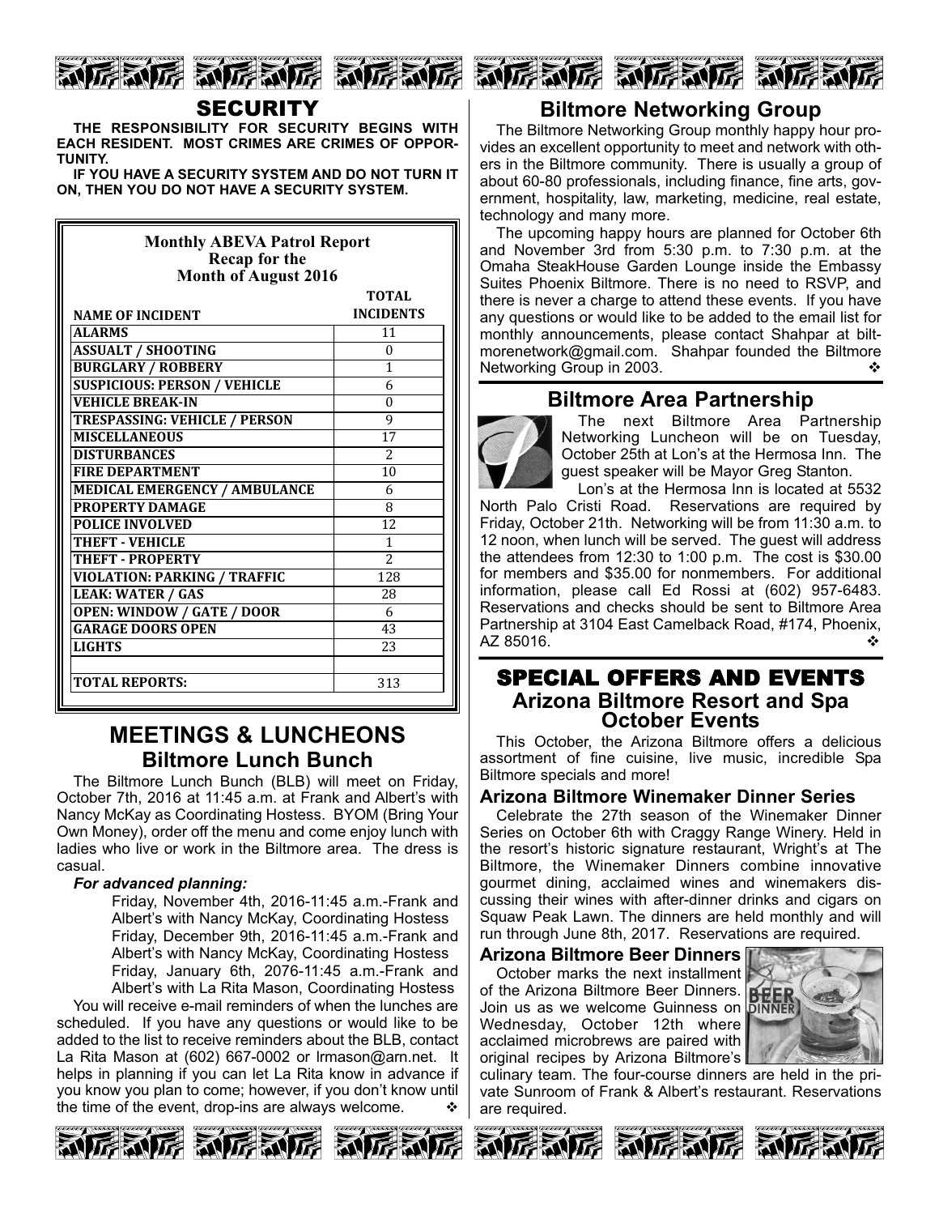## SECURITY

**THE RESPONSIBILITY FOR SECURITY BEGINS WITH EACH RESIDENT. MOST CRIMES ARE CRIMES OF OPPORTUNITY.**

**IF YOU HAVE A SECURITY SYSTEM AND DO NOT TURN IT ON, THEN YOU DO NOT HAVE A SECURITY SYSTEM.**

**Monthly ABEVA Patrol Report**
**Recap for the**
**Month of August 2016**

| NAME OF INCIDENT | TOTAL INCIDENTS |
|---|---|
| ALARMS | 11 |
| ASSUALT / SHOOTING | 0 |
| BURGLARY / ROBBERY | 1 |
| SUSPICIOUS: PERSON / VEHICLE | 6 |
| VEHICLE BREAK-IN | 0 |
| TRESPASSING: VEHICLE / PERSON | 9 |
| MISCELLANEOUS | 17 |
| DISTURBANCES | 2 |
| FIRE DEPARTMENT | 10 |
| MEDICAL EMERGENCY / AMBULANCE | 6 |
| PROPERTY DAMAGE | 8 |
| POLICE INVOLVED | 12 |
| THEFT - VEHICLE | 1 |
| THEFT - PROPERTY | 2 |
| VIOLATION: PARKING / TRAFFIC | 128 |
| LEAK: WATER / GAS | 28 |
| OPEN: WINDOW / GATE / DOOR | 6 |
| GARAGE DOORS OPEN | 43 |
| LIGHTS | 23 |
| | |
| TOTAL REPORTS: | 313 |

## MEETINGS & LUNCHEONS

### Biltmore Lunch Bunch

The Biltmore Lunch Bunch (BLB) will meet on Friday, October 7th, 2016 at 11:45 a.m. at Frank and Albert's with Nancy McKay as Coordinating Hostess. BYOM (Bring Your Own Money), order off the menu and come enjoy lunch with ladies who live or work in the Biltmore area. The dress is casual.

***For advanced planning:***

Friday, November 4th, 2016-11:45 a.m.-Frank and Albert's with Nancy McKay, Coordinating Hostess
Friday, December 9th, 2016-11:45 a.m.-Frank and Albert's with Nancy McKay, Coordinating Hostess
Friday, January 6th, 2076-11:45 a.m.-Frank and Albert's with La Rita Mason, Coordinating Hostess

You will receive e-mail reminders of when the lunches are scheduled. If you have any questions or would like to be added to the list to receive reminders about the BLB, contact La Rita Mason at (602) 667-0002 or lrmason@arn.net. It helps in planning if you can let La Rita know in advance if you know you plan to come; however, if you don't know until the time of the event, drop-ins are always welcome. ❖

## Biltmore Networking Group

The Biltmore Networking Group monthly happy hour provides an excellent opportunity to meet and network with others in the Biltmore community. There is usually a group of about 60-80 professionals, including finance, fine arts, government, hospitality, law, marketing, medicine, real estate, technology and many more.

The upcoming happy hours are planned for October 6th and November 3rd from 5:30 p.m. to 7:30 p.m. at the Omaha SteakHouse Garden Lounge inside the Embassy Suites Phoenix Biltmore. There is no need to RSVP, and there is never a charge to attend these events. If you have any questions or would like to be added to the email list for monthly announcements, please contact Shahpar at biltmorenetwork@gmail.com. Shahpar founded the Biltmore Networking Group in 2003. ❖

## Biltmore Area Partnership

The next Biltmore Area Partnership Networking Luncheon will be on Tuesday, October 25th at Lon's at the Hermosa Inn. The guest speaker will be Mayor Greg Stanton.

Lon's at the Hermosa Inn is located at 5532 North Palo Cristi Road. Reservations are required by Friday, October 21th. Networking will be from 11:30 a.m. to 12 noon, when lunch will be served. The guest will address the attendees from 12:30 to 1:00 p.m. The cost is $30.00 for members and $35.00 for nonmembers. For additional information, please call Ed Rossi at (602) 957-6483. Reservations and checks should be sent to Biltmore Area Partnership at 3104 East Camelback Road, #174, Phoenix, AZ 85016. ❖

## SPECIAL OFFERS AND EVENTS

### Arizona Biltmore Resort and Spa October Events

This October, the Arizona Biltmore offers a delicious assortment of fine cuisine, live music, incredible Spa Biltmore specials and more!

#### Arizona Biltmore Winemaker Dinner Series

Celebrate the 27th season of the Winemaker Dinner Series on October 6th with Craggy Range Winery. Held in the resort's historic signature restaurant, Wright's at The Biltmore, the Winemaker Dinners combine innovative gourmet dining, acclaimed wines and winemakers discussing their wines with after-dinner drinks and cigars on Squaw Peak Lawn. The dinners are held monthly and will run through June 8th, 2017. Reservations are required.

#### Arizona Biltmore Beer Dinners

October marks the next installment of the Arizona Biltmore Beer Dinners. Join us as we welcome Guinness on Wednesday, October 12th where acclaimed microbrews are paired with original recipes by Arizona Biltmore's culinary team. The four-course dinners are held in the private Sunroom of Frank & Albert's restaurant. Reservations are required.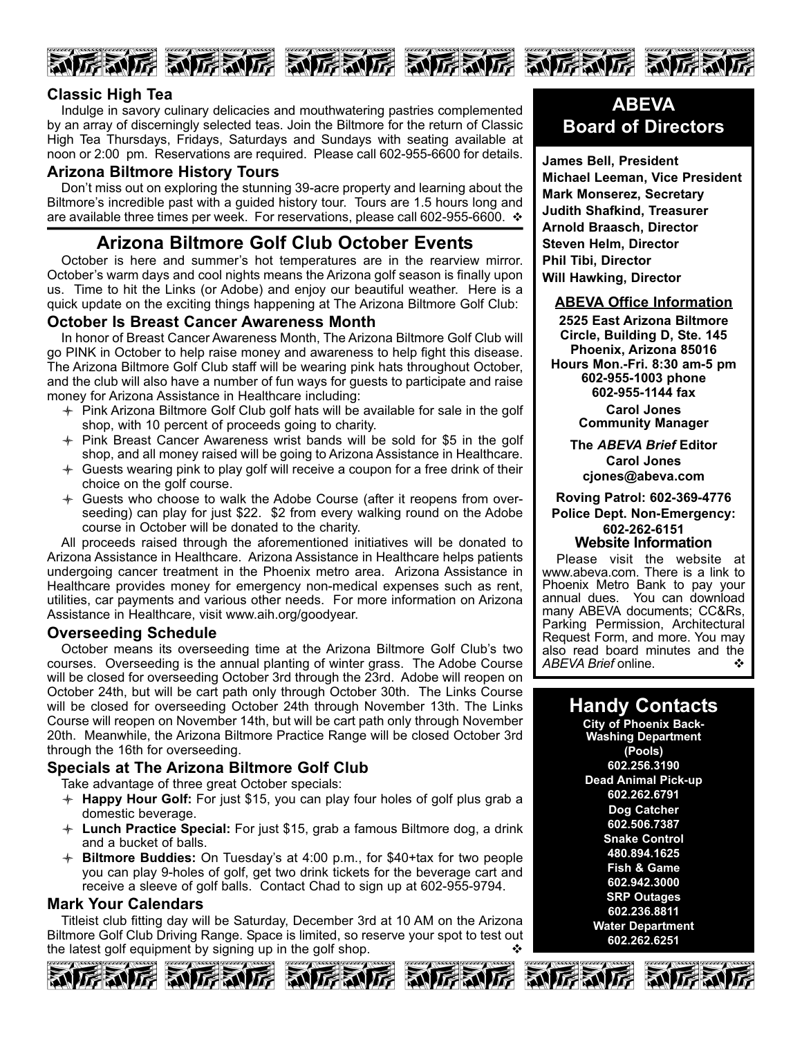## Classic High Tea

Indulge in savory culinary delicacies and mouthwatering pastries complemented by an array of discerningly selected teas. Join the Biltmore for the return of Classic High Tea Thursdays, Fridays, Saturdays and Sundays with seating available at noon or 2:00 pm. Reservations are required. Please call 602-955-6600 for details.

## Arizona Biltmore History Tours

Don't miss out on exploring the stunning 39-acre property and learning about the Biltmore's incredible past with a guided history tour. Tours are 1.5 hours long and are available three times per week. For reservations, please call 602-955-6600. ❖

# Arizona Biltmore Golf Club October Events

October is here and summer's hot temperatures are in the rearview mirror. October's warm days and cool nights means the Arizona golf season is finally upon us. Time to hit the Links (or Adobe) and enjoy our beautiful weather. Here is a quick update on the exciting things happening at The Arizona Biltmore Golf Club:

## October Is Breast Cancer Awareness Month

In honor of Breast Cancer Awareness Month, The Arizona Biltmore Golf Club will go PINK in October to help raise money and awareness to help fight this disease. The Arizona Biltmore Golf Club staff will be wearing pink hats throughout October, and the club will also have a number of fun ways for guests to participate and raise money for Arizona Assistance in Healthcare including:

- Pink Arizona Biltmore Golf Club golf hats will be available for sale in the golf shop, with 10 percent of proceeds going to charity.
- Pink Breast Cancer Awareness wrist bands will be sold for $5 in the golf shop, and all money raised will be going to Arizona Assistance in Healthcare.
- Guests wearing pink to play golf will receive a coupon for a free drink of their choice on the golf course.
- Guests who choose to walk the Adobe Course (after it reopens from over-seeding) can play for just $22. $2 from every walking round on the Adobe course in October will be donated to the charity.

All proceeds raised through the aforementioned initiatives will be donated to Arizona Assistance in Healthcare. Arizona Assistance in Healthcare helps patients undergoing cancer treatment in the Phoenix metro area. Arizona Assistance in Healthcare provides money for emergency non-medical expenses such as rent, utilities, car payments and various other needs. For more information on Arizona Assistance in Healthcare, visit www.aih.org/goodyear.

## Overseeding Schedule

October means its overseeding time at the Arizona Biltmore Golf Club's two courses. Overseeding is the annual planting of winter grass. The Adobe Course will be closed for overseeding October 3rd through the 23rd. Adobe will reopen on October 24th, but will be cart path only through October 30th. The Links Course will be closed for overseeding October 24th through November 13th. The Links Course will reopen on November 14th, but will be cart path only through November 20th. Meanwhile, the Arizona Biltmore Practice Range will be closed October 3rd through the 16th for overseeding.

## Specials at The Arizona Biltmore Golf Club

Take advantage of three great October specials:

- **Happy Hour Golf:** For just $15, you can play four holes of golf plus grab a domestic beverage.
- **Lunch Practice Special:** For just $15, grab a famous Biltmore dog, a drink and a bucket of balls.
- **Biltmore Buddies:** On Tuesday's at 4:00 p.m., for $40+tax for two people you can play 9-holes of golf, get two drink tickets for the beverage cart and receive a sleeve of golf balls. Contact Chad to sign up at 602-955-9794.

## Mark Your Calendars

Titleist club fitting day will be Saturday, December 3rd at 10 AM on the Arizona Biltmore Golf Club Driving Range. Space is limited, so reserve your spot to test out the latest golf equipment by signing up in the golf shop. ❖

## ABEVA Board of Directors

**James Bell, President**
**Michael Leeman, Vice President**
**Mark Monserez, Secretary**
**Judith Shafkind, Treasurer**
**Arnold Braasch, Director**
**Steven Helm, Director**
**Phil Tibi, Director**
**Will Hawking, Director**

### ABEVA Office Information

**2525 East Arizona Biltmore Circle, Building D, Ste. 145**
**Phoenix, Arizona 85016**
**Hours Mon.-Fri. 8:30 am-5 pm**
**602-955-1003 phone**
**602-955-1144 fax**

**Carol Jones**
**Community Manager**

**The *ABEVA Brief* Editor**
**Carol Jones**
**cjones@abeva.com**

**Roving Patrol: 602-369-4776**
**Police Dept. Non-Emergency: 602-262-6151**

### Website Information

Please visit the website at www.abeva.com. There is a link to Phoenix Metro Bank to pay your annual dues. You can download many ABEVA documents; CC&Rs, Parking Permission, Architectural Request Form, and more. You may also read board minutes and the *ABEVA Brief* online. ❖

## Handy Contacts

**City of Phoenix Back-Washing Department (Pools)**
**602.256.3190**
**Dead Animal Pick-up**
**602.262.6791**
**Dog Catcher**
**602.506.7387**
**Snake Control**
**480.894.1625**
**Fish & Game**
**602.942.3000**
**SRP Outages**
**602.236.8811**
**Water Department**
**602.262.6251**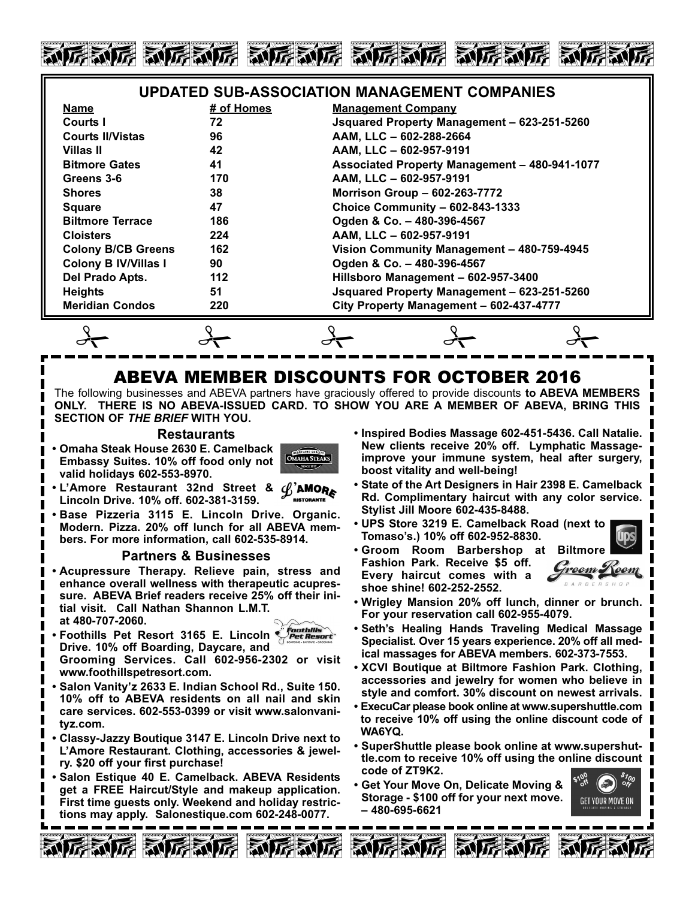## UPDATED SUB-ASSOCIATION MANAGEMENT COMPANIES

| Name | # of Homes | Management Company |
|---|---|---|
| Courts I | 72 | Jsquared Property Management – 623-251-5260 |
| Courts II/Vistas | 96 | AAM, LLC – 602-288-2664 |
| Villas II | 42 | AAM, LLC – 602-957-9191 |
| Bitmore Gates | 41 | Associated Property Management – 480-941-1077 |
| Greens 3-6 | 170 | AAM, LLC – 602-957-9191 |
| Shores | 38 | Morrison Group – 602-263-7772 |
| Square | 47 | Choice Community – 602-843-1333 |
| Biltmore Terrace | 186 | Ogden & Co. – 480-396-4567 |
| Cloisters | 224 | AAM, LLC – 602-957-9191 |
| Colony B/CB Greens | 162 | Vision Community Management – 480-759-4945 |
| Colony B IV/Villas I | 90 | Ogden & Co. – 480-396-4567 |
| Del Prado Apts. | 112 | Hillsboro Management – 602-957-3400 |
| Heights | 51 | Jsquared Property Management – 623-251-5260 |
| Meridian Condos | 220 | City Property Management – 602-437-4777 |

## ABEVA MEMBER DISCOUNTS FOR OCTOBER 2016

The following businesses and ABEVA partners have graciously offered to provide discounts **to ABEVA MEMBERS ONLY. THERE IS NO ABEVA-ISSUED CARD. TO SHOW YOU ARE A MEMBER OF ABEVA, BRING THIS SECTION OF *THE BRIEF* WITH YOU.**

### Restaurants

- **Omaha Steak House 2630 E. Camelback Embassy Suites. 10% off food only not valid holidays 602-553-8970.**
- **L'Amore Restaurant 32nd Street & Lincoln Drive. 10% off. 602-381-3159.**
- **Base Pizzeria 3115 E. Lincoln Drive. Organic. Modern. Pizza. 20% off lunch for all ABEVA members. For more information, call 602-535-8914.**

### Partners & Businesses

- **Acupressure Therapy. Relieve pain, stress and enhance overall wellness with therapeutic acupressure. ABEVA Brief readers receive 25% off their initial visit. Call Nathan Shannon L.M.T. at 480-707-2060.**
- **Foothills Pet Resort 3165 E. Lincoln Drive. 10% off Boarding, Daycare, and Grooming Services. Call 602-956-2302 or visit www.foothillspetresort.com.**
- **Salon Vanity'z 2633 E. Indian School Rd., Suite 150. 10% off to ABEVA residents on all nail and skin care services. 602-553-0399 or visit www.salonvanityz.com.**
- **Classy-Jazzy Boutique 3147 E. Lincoln Drive next to L'Amore Restaurant. Clothing, accessories & jewelry. $20 off your first purchase!**
- **Salon Estique 40 E. Camelback. ABEVA Residents get a FREE Haircut/Style and makeup application. First time guests only. Weekend and holiday restrictions may apply. Salonestique.com 602-248-0077.**
- **Inspired Bodies Massage 602-451-5436. Call Natalie. New clients receive 20% off. Lymphatic Massage-improve your immune system, heal after surgery, boost vitality and well-being!**
- **State of the Art Designers in Hair 2398 E. Camelback Rd. Complimentary haircut with any color service. Stylist Jill Moore 602-435-8488.**
- **UPS Store 3219 E. Camelback Road (next to Tomaso's.) 10% off 602-952-8830.**
- **Groom Room Barbershop at Biltmore Fashion Park. Receive $5 off. Every haircut comes with a shoe shine! 602-252-2552.**
- **Wrigley Mansion 20% off lunch, dinner or brunch. For your reservation call 602-955-4079.**
- **Seth's Healing Hands Traveling Medical Massage Specialist. Over 15 years experience. 20% off all medical massages for ABEVA members. 602-373-7553.**
- **XCVI Boutique at Biltmore Fashion Park. Clothing, accessories and jewelry for women who believe in style and comfort. 30% discount on newest arrivals.**
- **ExecuCar please book online at www.supershuttle.com to receive 10% off using the online discount code of WA6YQ.**
- **SuperShuttle please book online at www.supershuttle.com to receive 10% off using the online discount code of ZT9K2.**
- **Get Your Move On, Delicate Moving & Storage - $100 off for your next move. – 480-695-6621**